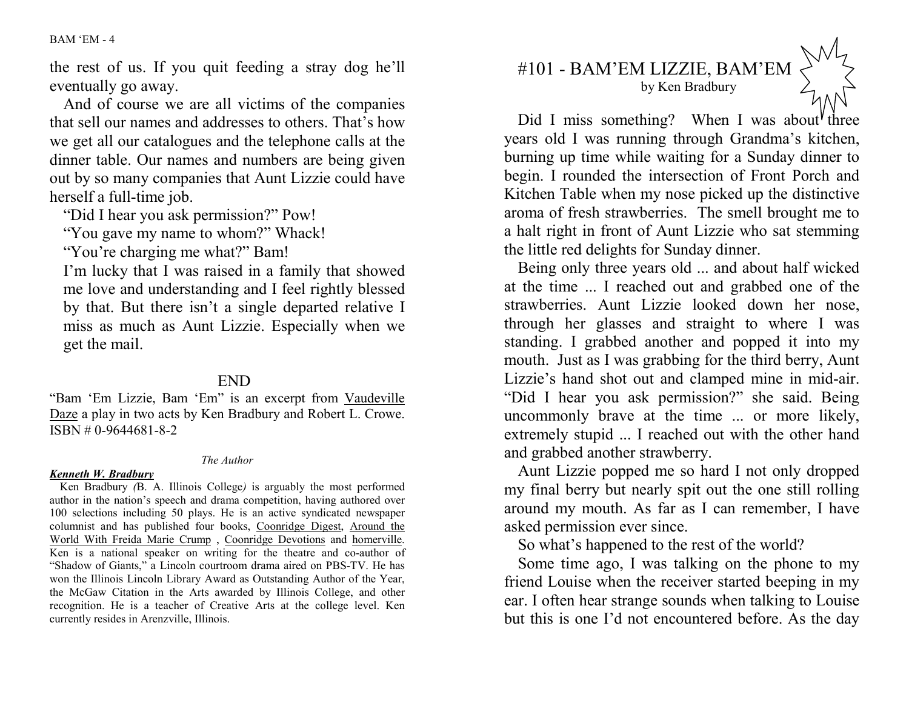the rest of us. If you quit feeding a stray dog he'll eventually go away.

And of course we are all victims of the companies that sell our names and addresses to others. That's how we get all our catalogues and the telephone calls at the dinner table. Our names and numbers are being given out by so many companies that Aunt Lizzie could have herself a full-time job.

"Did I hear you ask permission?" Pow!

"You gave my name to whom?" Whack!

"You're charging me what?" Bam!

I'm lucky that I was raised in a family that showed me love and understanding and I feel rightly blessed by that. But there isn't a single departed relative I miss as much as Aunt Lizzie. Especially when we get the mail.

END

"Bam 'Em Lizzie, Bam 'Em" is an excerpt from Vaudeville Daze a play in two acts by Ken Bradbury and Robert L. Crowe. ISBN # 0-9644681-8-2

*The Author*

***Kenneth W. Bradbury***

Ken Bradbury *(*B. A. Illinois College*)* is arguably the most performed author in the nation's speech and drama competition, having authored over 100 selections including 50 plays. He is an active syndicated newspaper columnist and has published four books, Coonridge Digest, Around the World With Freida Marie Crump , Coonridge Devotions and homerville. Ken is a national speaker on writing for the theatre and co-author of "Shadow of Giants," a Lincoln courtroom drama aired on PBS-TV. He has won the Illinois Lincoln Library Award as Outstanding Author of the Year, the McGaw Citation in the Arts awarded by Illinois College, and other recognition. He is a teacher of Creative Arts at the college level. Ken currently resides in Arenzville, Illinois.

# #101 - BAM'EM LIZZIE, BAM'EM

by Ken Bradbury

Did I miss something? When I was about three years old I was running through Grandma's kitchen, burning up time while waiting for a Sunday dinner to begin. I rounded the intersection of Front Porch and Kitchen Table when my nose picked up the distinctive aroma of fresh strawberries. The smell brought me to a halt right in front of Aunt Lizzie who sat stemming the little red delights for Sunday dinner.

Being only three years old ... and about half wicked at the time ... I reached out and grabbed one of the strawberries. Aunt Lizzie looked down her nose, through her glasses and straight to where I was standing. I grabbed another and popped it into my mouth. Just as I was grabbing for the third berry, Aunt Lizzie's hand shot out and clamped mine in mid-air. "Did I hear you ask permission?" she said. Being uncommonly brave at the time ... or more likely, extremely stupid ... I reached out with the other hand and grabbed another strawberry.

Aunt Lizzie popped me so hard I not only dropped my final berry but nearly spit out the one still rolling around my mouth. As far as I can remember, I have asked permission ever since.

So what's happened to the rest of the world?

Some time ago, I was talking on the phone to my friend Louise when the receiver started beeping in my ear. I often hear strange sounds when talking to Louise but this is one I'd not encountered before. As the day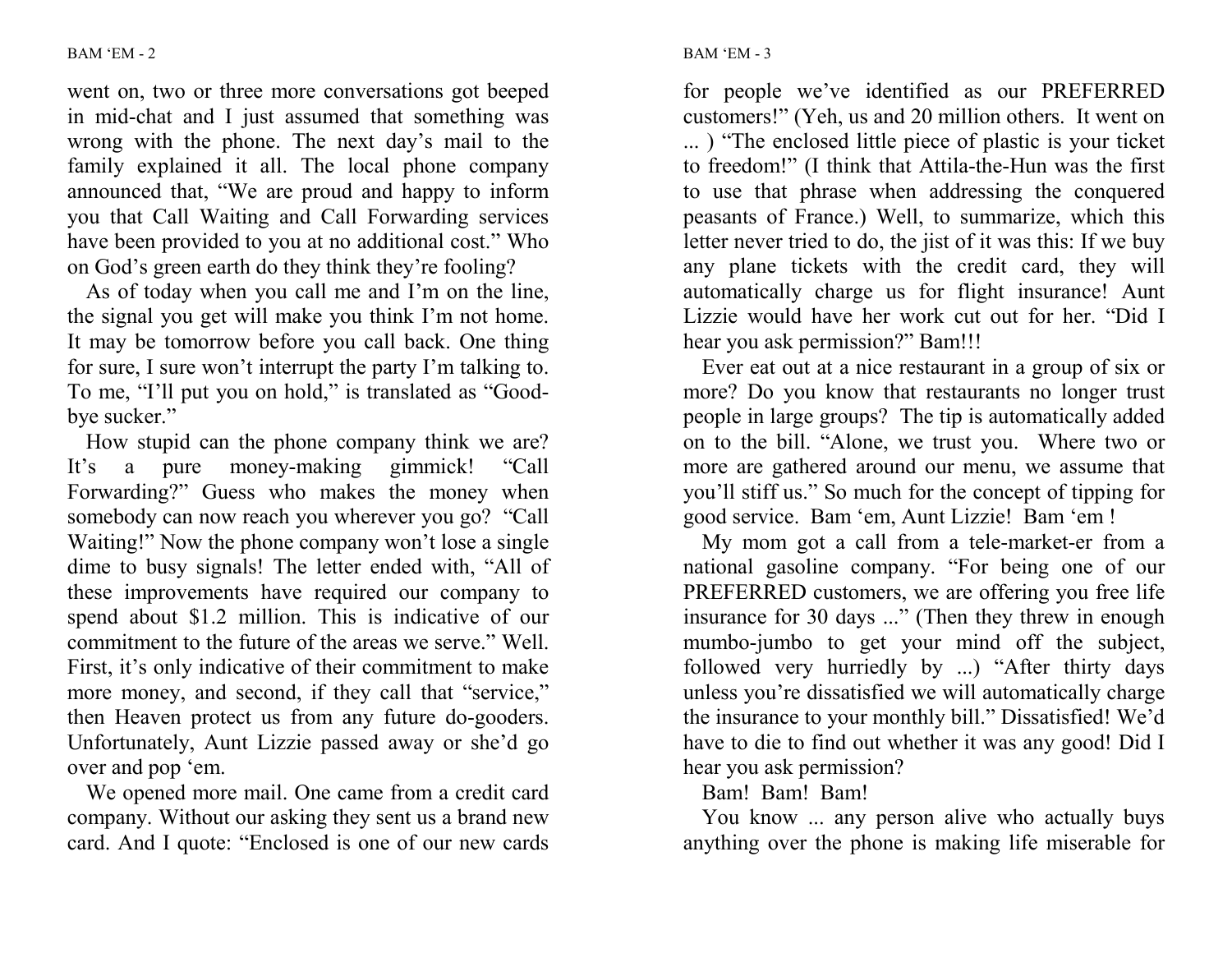went on, two or three more conversations got beeped in mid-chat and I just assumed that something was wrong with the phone. The next day's mail to the family explained it all. The local phone company announced that, "We are proud and happy to inform you that Call Waiting and Call Forwarding services have been provided to you at no additional cost." Who on God's green earth do they think they're fooling?

As of today when you call me and I'm on the line, the signal you get will make you think I'm not home. It may be tomorrow before you call back. One thing for sure, I sure won't interrupt the party I'm talking to. To me, "I'll put you on hold," is translated as "Good-bye sucker."

How stupid can the phone company think we are? It's a pure money-making gimmick! "Call Forwarding?" Guess who makes the money when somebody can now reach you wherever you go? "Call Waiting!" Now the phone company won't lose a single dime to busy signals! The letter ended with, "All of these improvements have required our company to spend about $1.2 million. This is indicative of our commitment to the future of the areas we serve." Well. First, it's only indicative of their commitment to make more money, and second, if they call that "service," then Heaven protect us from any future do-gooders. Unfortunately, Aunt Lizzie passed away or she'd go over and pop 'em.

We opened more mail. One came from a credit card company. Without our asking they sent us a brand new card. And I quote: "Enclosed is one of our new cards for people we've identified as our PREFERRED customers!" (Yeh, us and 20 million others. It went on ... ) "The enclosed little piece of plastic is your ticket to freedom!" (I think that Attila-the-Hun was the first to use that phrase when addressing the conquered peasants of France.) Well, to summarize, which this letter never tried to do, the jist of it was this: If we buy any plane tickets with the credit card, they will automatically charge us for flight insurance! Aunt Lizzie would have her work cut out for her. "Did I hear you ask permission?" Bam!!!

Ever eat out at a nice restaurant in a group of six or more? Do you know that restaurants no longer trust people in large groups? The tip is automatically added on to the bill. "Alone, we trust you. Where two or more are gathered around our menu, we assume that you'll stiff us." So much for the concept of tipping for good service. Bam 'em, Aunt Lizzie! Bam 'em !

My mom got a call from a tele-market-er from a national gasoline company. "For being one of our PREFERRED customers, we are offering you free life insurance for 30 days ..." (Then they threw in enough mumbo-jumbo to get your mind off the subject, followed very hurriedly by ...) "After thirty days unless you're dissatisfied we will automatically charge the insurance to your monthly bill." Dissatisfied! We'd have to die to find out whether it was any good! Did I hear you ask permission?

Bam! Bam! Bam!

You know ... any person alive who actually buys anything over the phone is making life miserable for